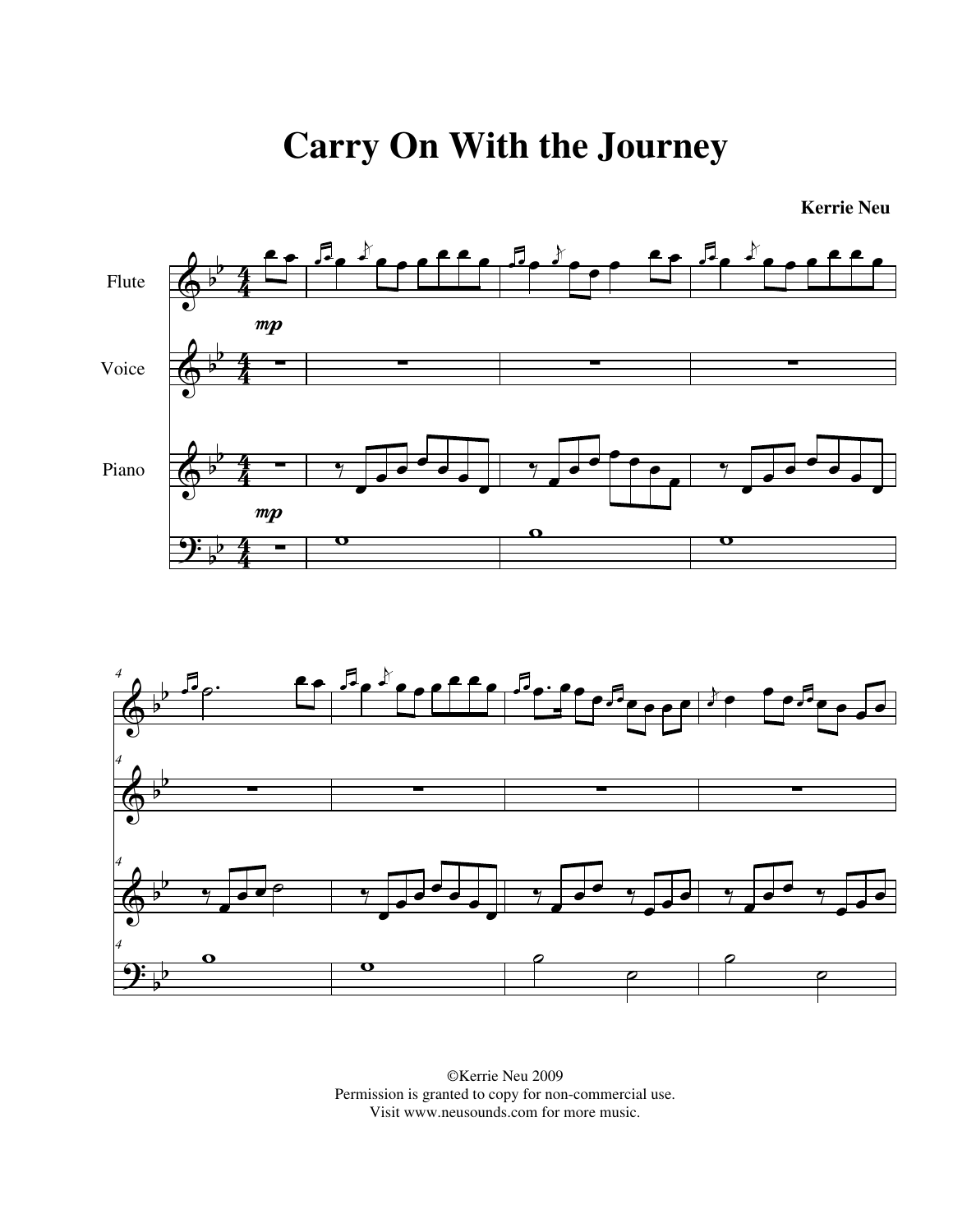# Carry On With the Journey

**Kerrie Neu**

©Kerrie Neu 2009
Permission is granted to copy for non-commercial use.
Visit www.neusounds.com for more music.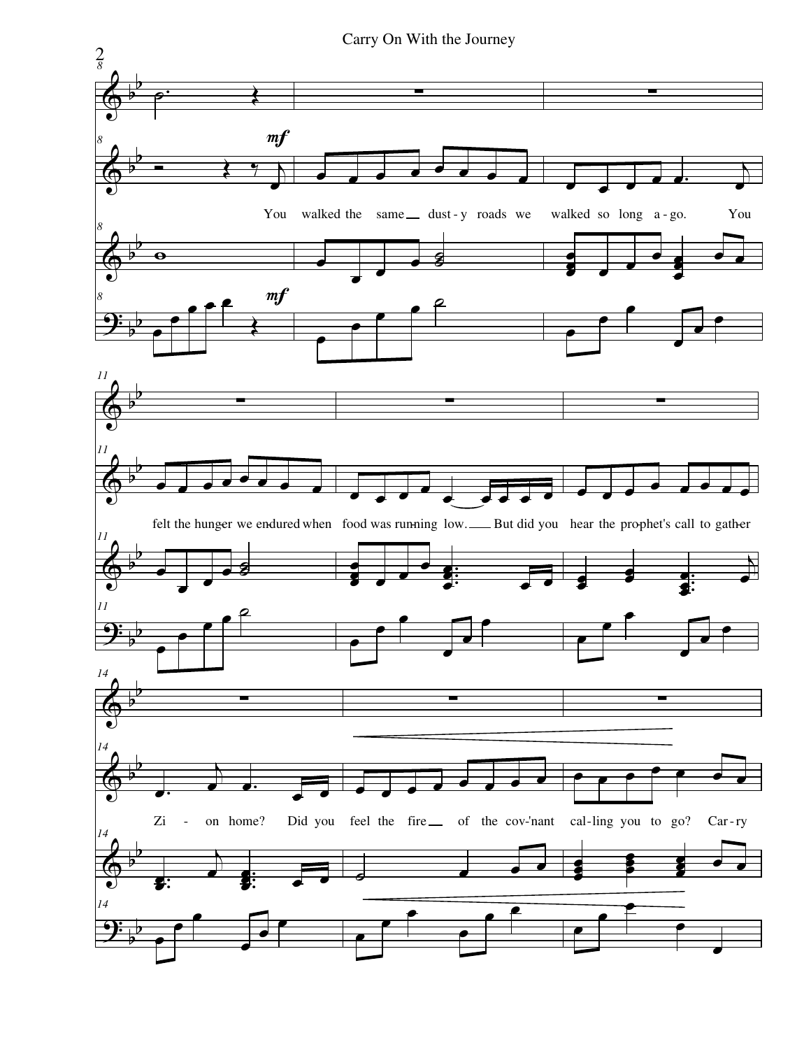mf

You walked the same dust-y roads we walked so long a-go. You felt the hun-ger we en-dured when food was run-ning low. But did you hear the pro-phet's call to gath-er Zi - on home? Did you feel the fire of the cov-'nant cal-ling you to go? Car-ry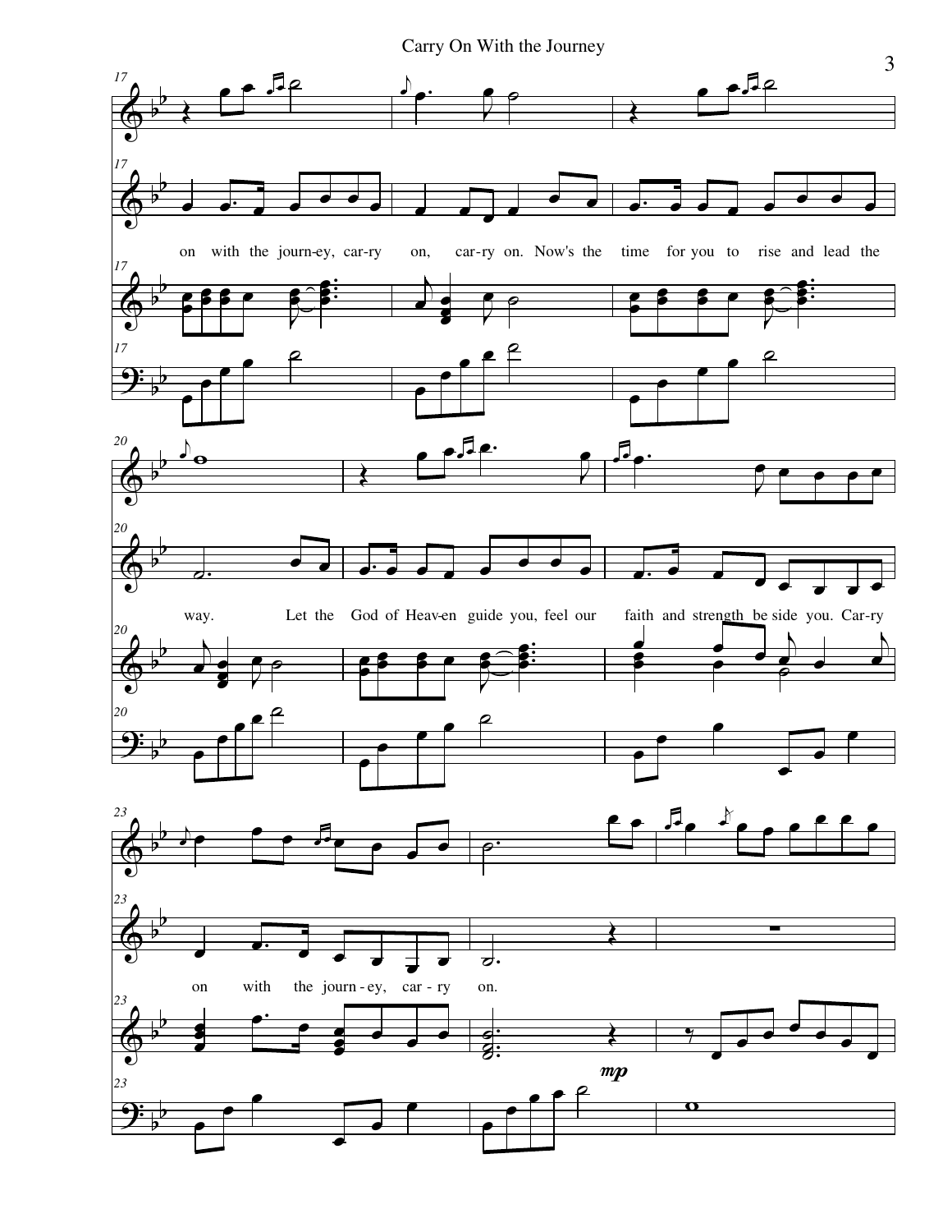on with the journ-ey, car-ry on, car-ry on. Now's the time for you to rise and lead the

way. Let the God of Heav-en guide you, feel our faith and strength be side you. Car-ry

on with the journ - ey, car - ry on.

*mp*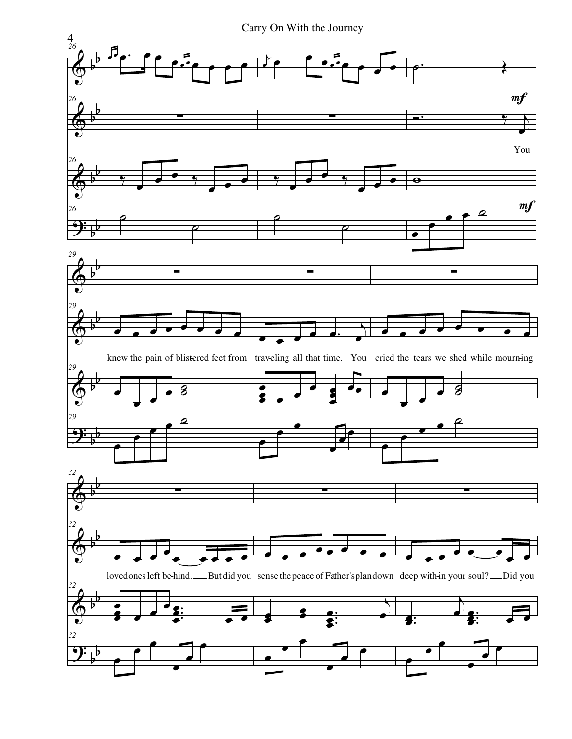Carry On With the Journey

*mf*

You

*mf*

knew the pain of blistered feet from traveling all that time. You cried the tears we shed while mourning

loved ones left behind. But did you sense the peace of Father's plan down deep within your soul? Did you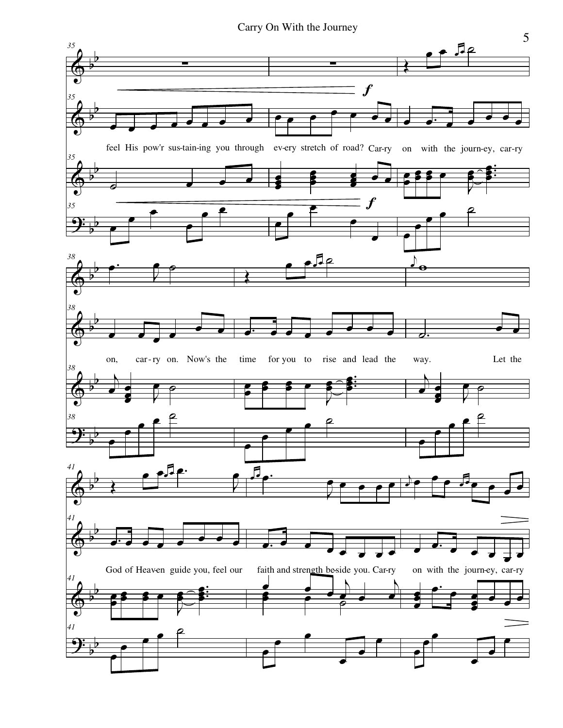feel His pow'r sus-tain-ing you through ev-ery stretch of road? Car-ry on with the journ-ey, car-ry

on, car-ry on. Now's the time for you to rise and lead the way. Let the

God of Heav-en guide you, feel our faith and strength be-side you. Car-ry on with the journ-ey, car-ry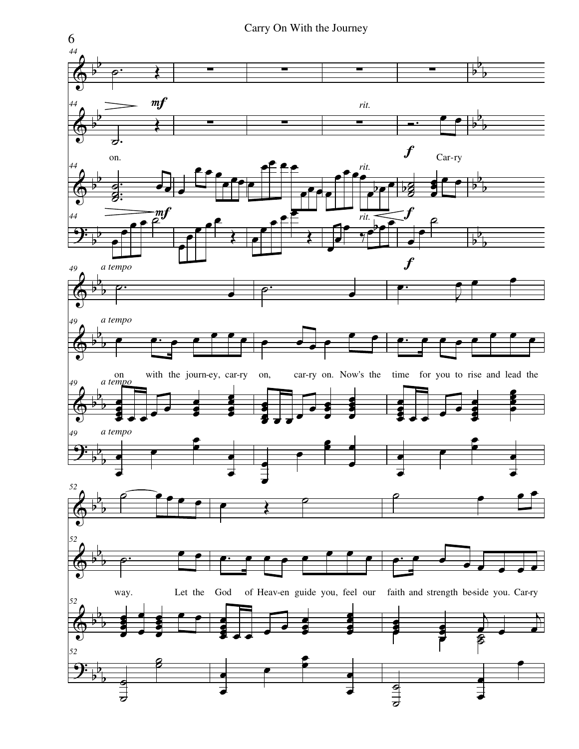on.

Car-ry

on with the journ-ey, car-ry on, car-ry on. Now's the time for you to rise and lead the

way. Let the God of Heav-en guide you, feel our faith and strength be-side you. Car-ry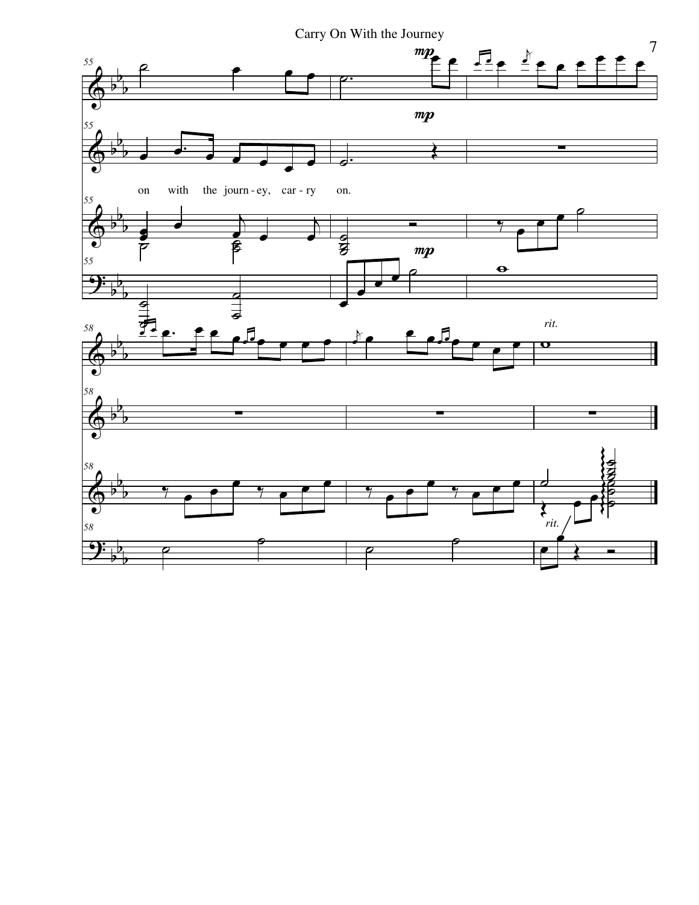on with the journ - ey, car - ry on.